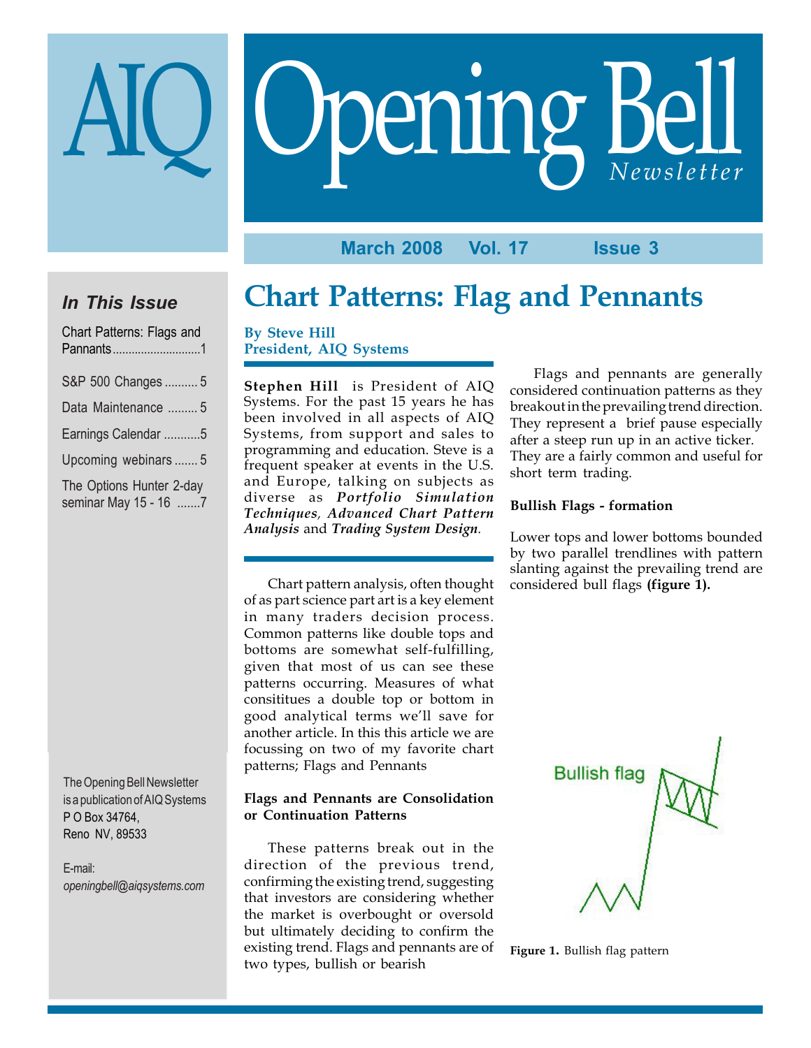# AIQ Opening Bell Newsletter

**March 2008 Vol. 17 Issue 3**

### In This Issue

- Chart Patterns: Flags and Pannants ............1
- S&P 500 Changes .......... 5
- Data Maintenance ......... 5
- Earnings Calendar ...........5
- Upcoming webinars ....... 5
- The Options Hunter 2-day seminar May 15 - 16 .......7

The Opening Bell Newsletter is a publication of AIQ Systems
P O Box 34764,
Reno NV, 89533

E-mail:
*openingbell@aiqsystems.com*

# Chart Patterns: Flag and Pennants

**By Steve Hill**
**President, AIQ Systems**

**Stephen Hill** is President of AIQ Systems. For the past 15 years he has been involved in all aspects of AIQ Systems, from support and sales to programming and education. Steve is a frequent speaker at events in the U.S. and Europe, talking on subjects as diverse as ***Portfolio Simulation Techniques***, ***Advanced Chart Pattern Analysis*** and ***Trading System Design***.

Chart pattern analysis, often thought of as part science part art is a key element in many traders decision process. Common patterns like double tops and bottoms are somewhat self-fulfilling, given that most of us can see these patterns occurring. Measures of what consititues a double top or bottom in good analytical terms we'll save for another article. In this this article we are focussing on two of my favorite chart patterns; Flags and Pennants

### Flags and Pennants are Consolidation or Continuation Patterns

These patterns break out in the direction of the previous trend, confirming the existing trend, suggesting that investors are considering whether the market is overbought or oversold but ultimately deciding to confirm the existing trend. Flags and pennants are of two types, bullish or bearish

Flags and pennants are generally considered continuation patterns as they breakout in the prevailing trend direction. They represent a brief pause especially after a steep run up in an active ticker. They are a fairly common and useful for short term trading.

### Bullish Flags - formation

Lower tops and lower bottoms bounded by two parallel trendlines with pattern slanting against the prevailing trend are considered bull flags **(figure 1).**

**Figure 1.** Bullish flag pattern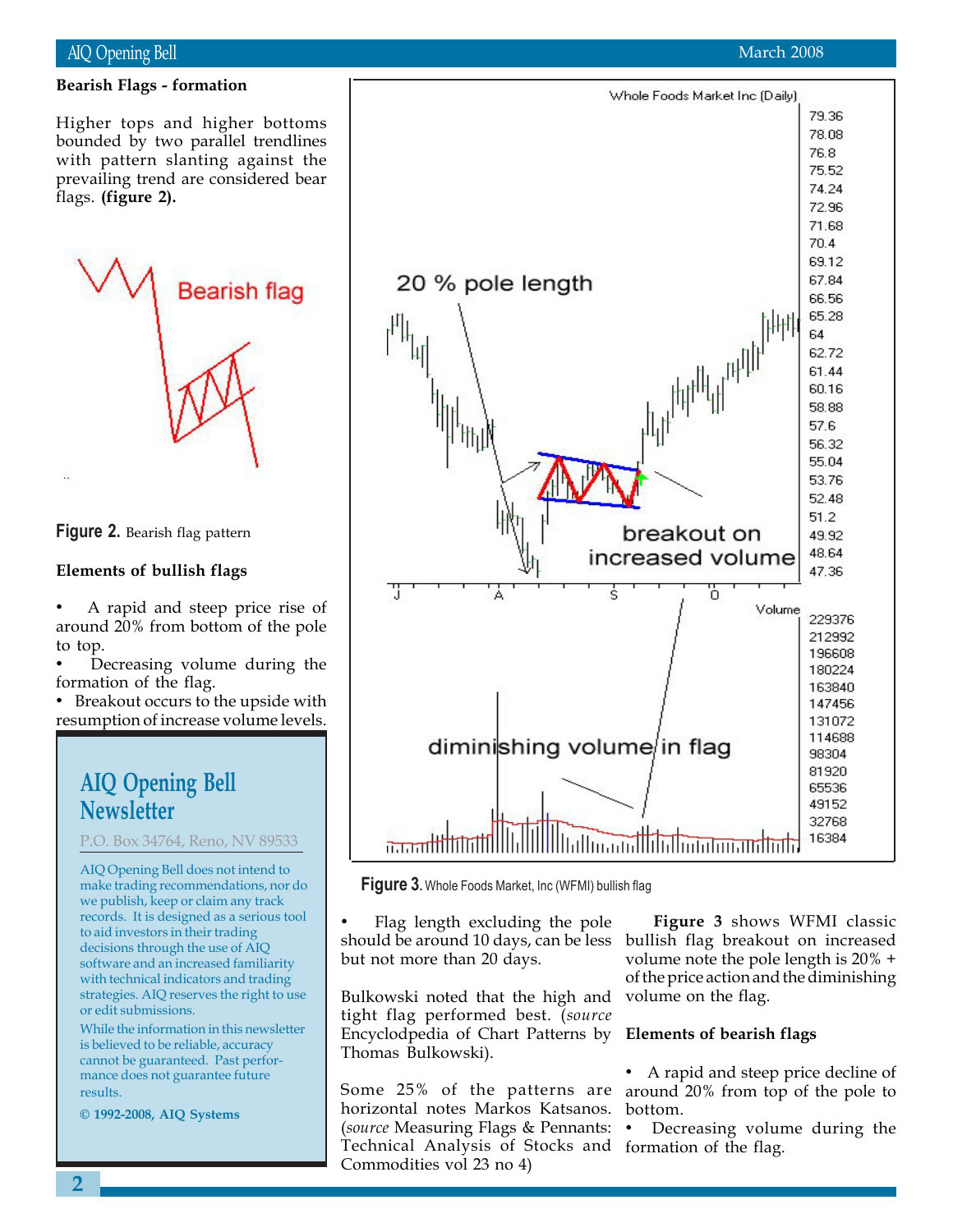**Bearish Flags - formation**

Higher tops and higher bottoms bounded by two parallel trendlines with pattern slanting against the prevailing trend are considered bear flags. **(figure 2).**

**Figure 2.** Bearish flag pattern

**Elements of bullish flags**

- A rapid and steep price rise of around 20% from bottom of the pole to top.
- Decreasing volume during the formation of the flag.
- Breakout occurs to the upside with resumption of increase volume levels.

## AIQ Opening Bell Newsletter

P.O. Box 34764, Reno, NV 89533

AIQ Opening Bell does not intend to make trading recommendations, nor do we publish, keep or claim any track records. It is designed as a serious tool to aid investors in their trading decisions through the use of AIQ software and an increased familiarity with technical indicators and trading strategies. AIQ reserves the right to use or edit submissions.

While the information in this newsletter is believed to be reliable, accuracy cannot be guaranteed. Past performance does not guarantee future results.

**© 1992-2008, AIQ Systems**

**Figure 3.** Whole Foods Market, Inc (WFMI) bullish flag

- Flag length excluding the pole should be around 10 days, can be less but not more than 20 days.

Bulkowski noted that the high and tight flag performed best. (*source* Encyclopedia of Chart Patterns by Thomas Bulkowski).

Some 25% of the patterns are horizontal notes Markos Katsanos. (*source* Measuring Flags & Pennants: Technical Analysis of Stocks and Commodities vol 23 no 4)

**Figure 3** shows WFMI classic bullish flag breakout on increased volume note the pole length is 20% + of the price action and the diminishing volume on the flag.

**Elements of bearish flags**

- A rapid and steep price decline of around 20% from top of the pole to bottom.
- Decreasing volume during the formation of the flag.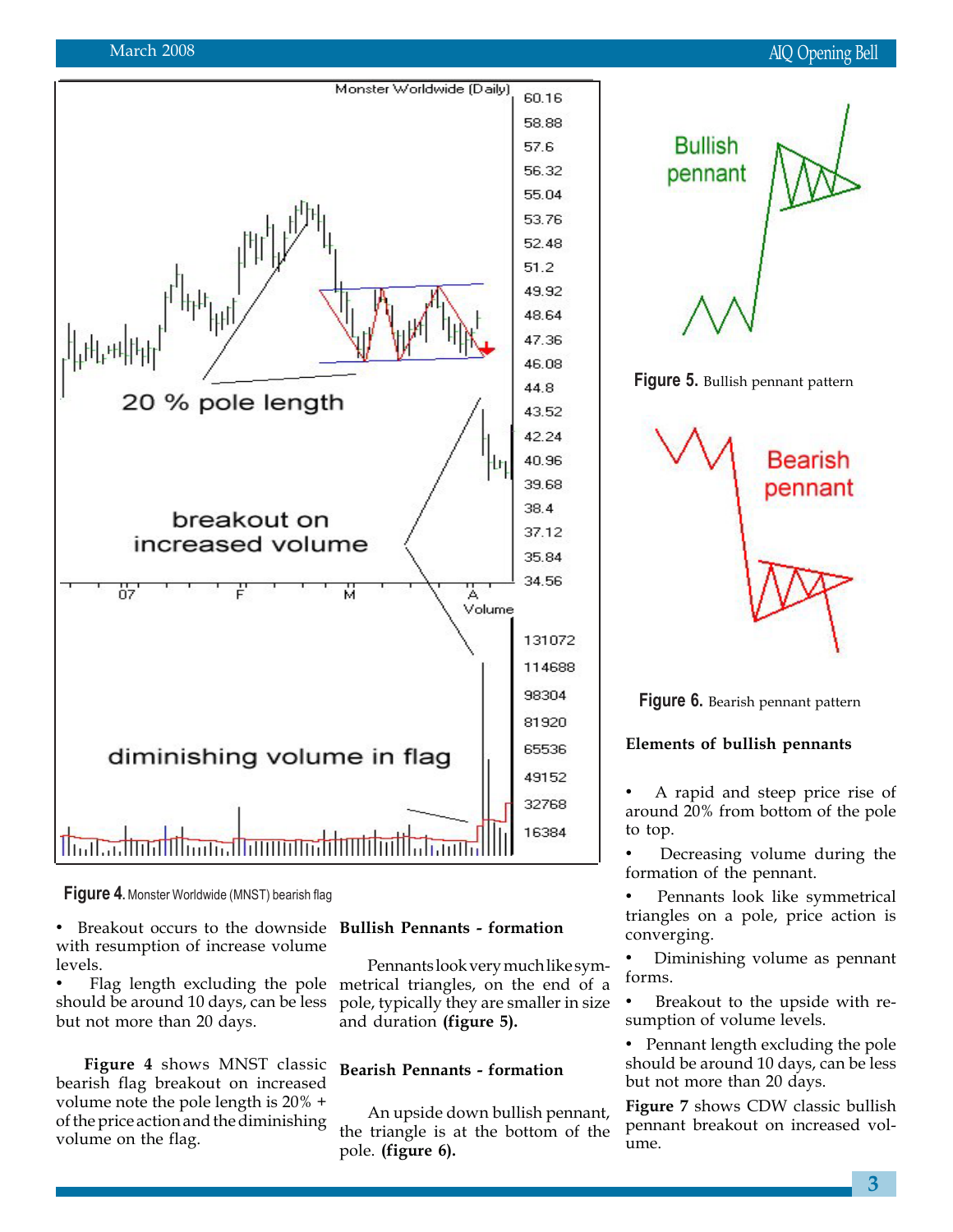Figure 4. Monster Worldwide (MNST) bearish flag

- Breakout occurs to the downside with resumption of increase volume levels.
- Flag length excluding the pole should be around 10 days, can be less but not more than 20 days.

**Figure 4** shows MNST classic bearish flag breakout on increased volume note the pole length is 20% + of the price action and the diminishing volume on the flag.

**Bullish Pennants - formation**

Pennants look very much like symmetrical triangles, on the end of a pole, typically they are smaller in size and duration **(figure 5).**

**Bearish Pennants - formation**

An upside down bullish pennant, the triangle is at the bottom of the pole. **(figure 6).**

Figure 5. Bullish pennant pattern

Figure 6. Bearish pennant pattern

**Elements of bullish pennants**

- A rapid and steep price rise of around 20% from bottom of the pole to top.
- Decreasing volume during the formation of the pennant.
- Pennants look like symmetrical triangles on a pole, price action is converging.
- Diminishing volume as pennant forms.
- Breakout to the upside with resumption of volume levels.
- Pennant length excluding the pole should be around 10 days, can be less but not more than 20 days.

**Figure 7** shows CDW classic bullish pennant breakout on increased volume.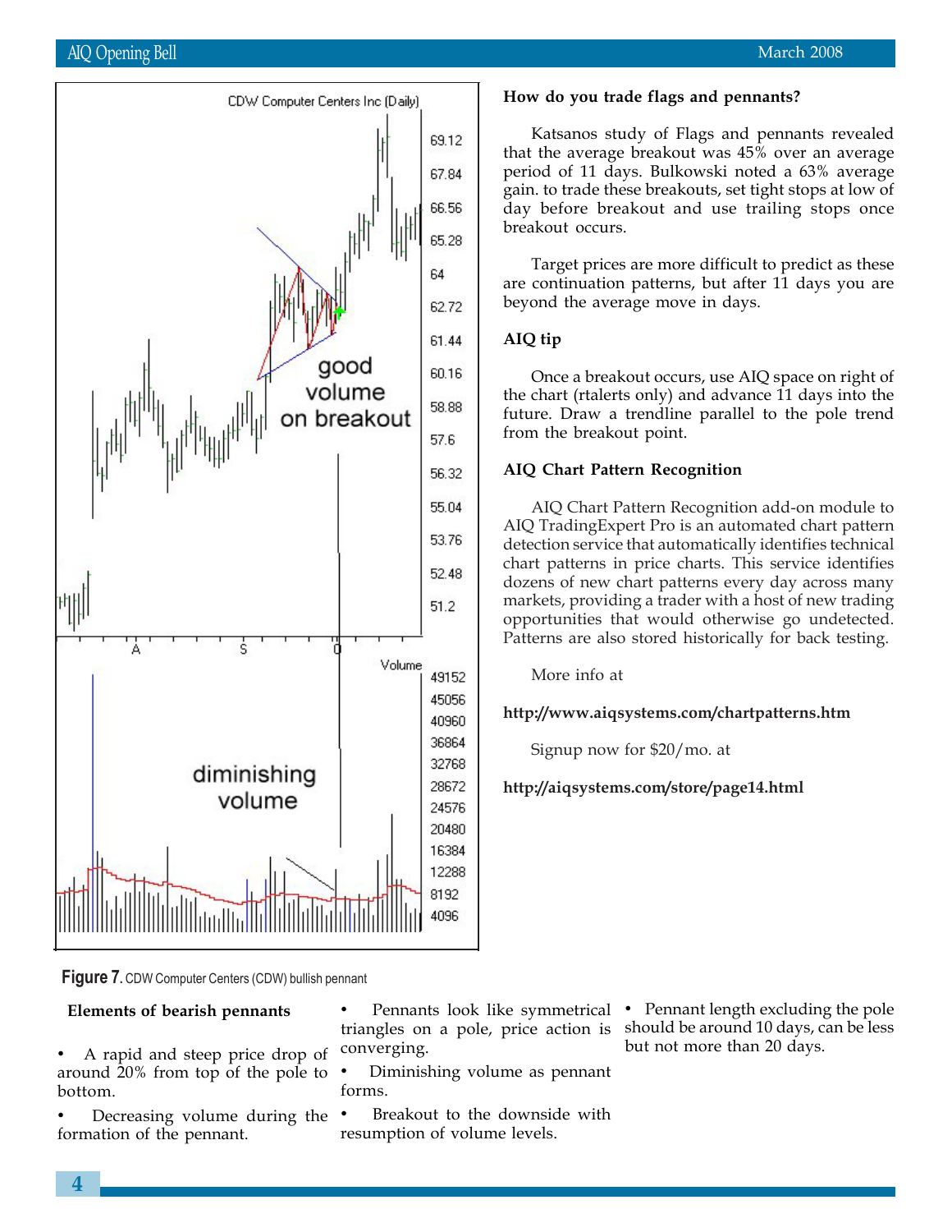**Figure 7.** CDW Computer Centers (CDW) bullish pennant

### How do you trade flags and pennants?

Katsanos study of Flags and pennants revealed that the average breakout was 45% over an average period of 11 days. Bulkowski noted a 63% average gain. to trade these breakouts, set tight stops at low of day before breakout and use trailing stops once breakout occurs.

Target prices are more difficult to predict as these are continuation patterns, but after 11 days you are beyond the average move in days.

### AIQ tip

Once a breakout occurs, use AIQ space on right of the chart (rtalerts only) and advance 11 days into the future. Draw a trendline parallel to the pole trend from the breakout point.

### AIQ Chart Pattern Recognition

AIQ Chart Pattern Recognition add-on module to AIQ TradingExpert Pro is an automated chart pattern detection service that automatically identifies technical chart patterns in price charts. This service identifies dozens of new chart patterns every day across many markets, providing a trader with a host of new trading opportunities that would otherwise go undetected. Patterns are also stored historically for back testing.

More info at

**http://www.aiqsystems.com/chartpatterns.htm**

Signup now for $20/mo. at

**http://aiqsystems.com/store/page14.html**

### Elements of bearish pennants

- A rapid and steep price drop of around 20% from top of the pole to bottom.
- Decreasing volume during the formation of the pennant.
- Pennants look like symmetrical triangles on a pole, price action is converging.
- Diminishing volume as pennant forms.
- Breakout to the downside with resumption of volume levels.
- Pennant length excluding the pole should be around 10 days, can be less but not more than 20 days.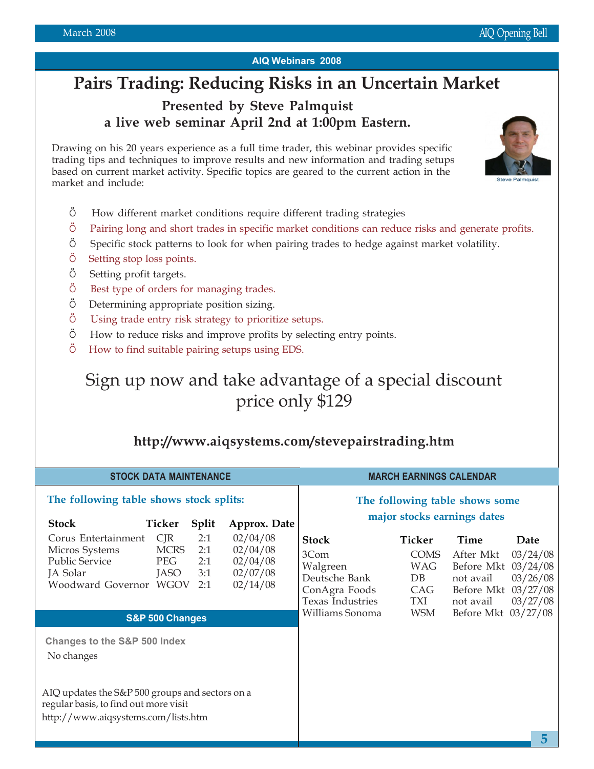## AIQ Webinars 2008

# Pairs Trading: Reducing Risks in an Uncertain Market

### Presented by Steve Palmquist
### a live web seminar April 2nd at 1:00pm Eastern.

Drawing on his 20 years experience as a full time trader, this webinar provides specific trading tips and techniques to improve results and new information and trading setups based on current market activity. Specific topics are geared to the current action in the market and include:

Steve Palmquist

- How different market conditions require different trading strategies
- Pairing long and short trades in specific market conditions can reduce risks and generate profits.
- Specific stock patterns to look for when pairing trades to hedge against market volatility.
- Setting stop loss points.
- Setting profit targets.
- Best type of orders for managing trades.
- Determining appropriate position sizing.
- Using trade entry risk strategy to prioritize setups.
- How to reduce risks and improve profits by selecting entry points.
- How to find suitable pairing setups using EDS.

Sign up now and take advantage of a special discount price only $129

**http://www.aiqsystems.com/stevepairstrading.htm**

## STOCK DATA MAINTENANCE

**The following table shows stock splits:**

| Stock | Ticker | Split | Approx. Date |
|---|---|---|---|
| Corus Entertainment | CJR | 2:1 | 02/04/08 |
| Micros Systems | MCRS | 2:1 | 02/04/08 |
| Public Service | PEG | 2:1 | 02/04/08 |
| JA Solar | JASO | 3:1 | 02/07/08 |
| Woodward Governor | WGOV | 2:1 | 02/14/08 |

## S&P 500 Changes

**Changes to the S&P 500 Index**

No changes

AIQ updates the S&P 500 groups and sectors on a regular basis, to find out more visit http://www.aiqsystems.com/lists.htm

## MARCH EARNINGS CALENDAR

**The following table shows some major stocks earnings dates**

| Stock | Ticker | Time | Date |
|---|---|---|---|
| 3Com | COMS | After Mkt | 03/24/08 |
| Walgreen | WAG | Before Mkt | 03/24/08 |
| Deutsche Bank | DB | not avail | 03/26/08 |
| ConAgra Foods | CAG | Before Mkt | 03/27/08 |
| Texas Industries | TXI | not avail | 03/27/08 |
| Williams Sonoma | WSM | Before Mkt | 03/27/08 |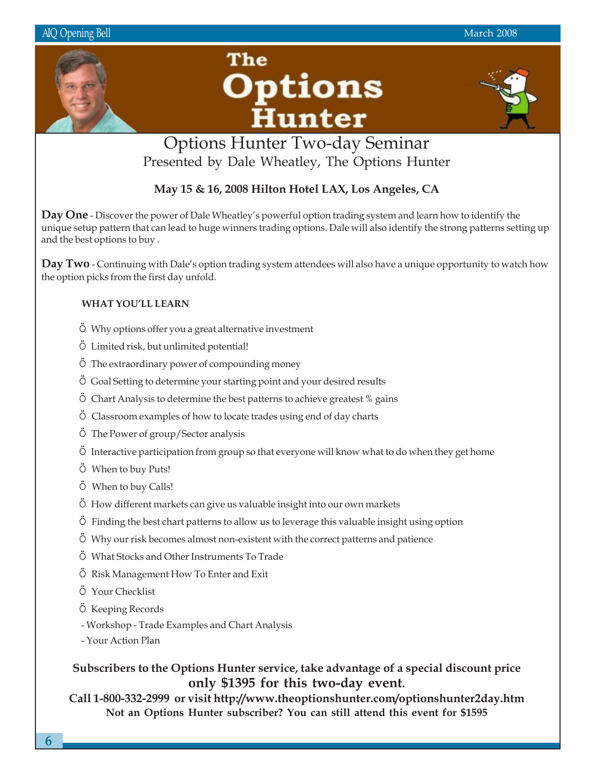# The Options Hunter

## Options Hunter Two-day Seminar

Presented by Dale Wheatley, The Options Hunter

**May 15 & 16, 2008 Hilton Hotel LAX, Los Angeles, CA**

**Day One** - Discover the power of Dale Wheatley's powerful option trading system and learn how to identify the unique setup pattern that can lead to huge winners trading options. Dale will also identify the strong patterns setting up and the best options to buy .

**Day Two** - Continuing with Dale's option trading system attendees will also have a unique opportunity to watch how the option picks from the first day unfold.

**WHAT YOU'LL LEARN**

- Why options offer you a great alternative investment
- Limited risk, but unlimited potential!
- The extraordinary power of compounding money
- Goal Setting to determine your starting point and your desired results
- Chart Analysis to determine the best patterns to achieve greatest % gains
- Classroom examples of how to locate trades using end of day charts
- The Power of group/Sector analysis
- Interactive participation from group so that everyone will know what to do when they get home
- When to buy Puts!
- When to buy Calls!
- How different markets can give us valuable insight into our own markets
- Finding the best chart patterns to allow us to leverage this valuable insight using option
- Why our risk becomes almost non-existent with the correct patterns and patience
- What Stocks and Other Instruments To Trade
- Risk Management How To Enter and Exit
- Your Checklist
- Keeping Records
- Workshop - Trade Examples and Chart Analysis
- Your Action Plan

**Subscribers to the Options Hunter service, take advantage of a special discount price only $1395 for this two-day event.**

**Call 1-800-332-2999 or visit http://www.theoptionshunter.com/optionshunter2day.htm**

**Not an Options Hunter subscriber? You can still attend this event for $1595**